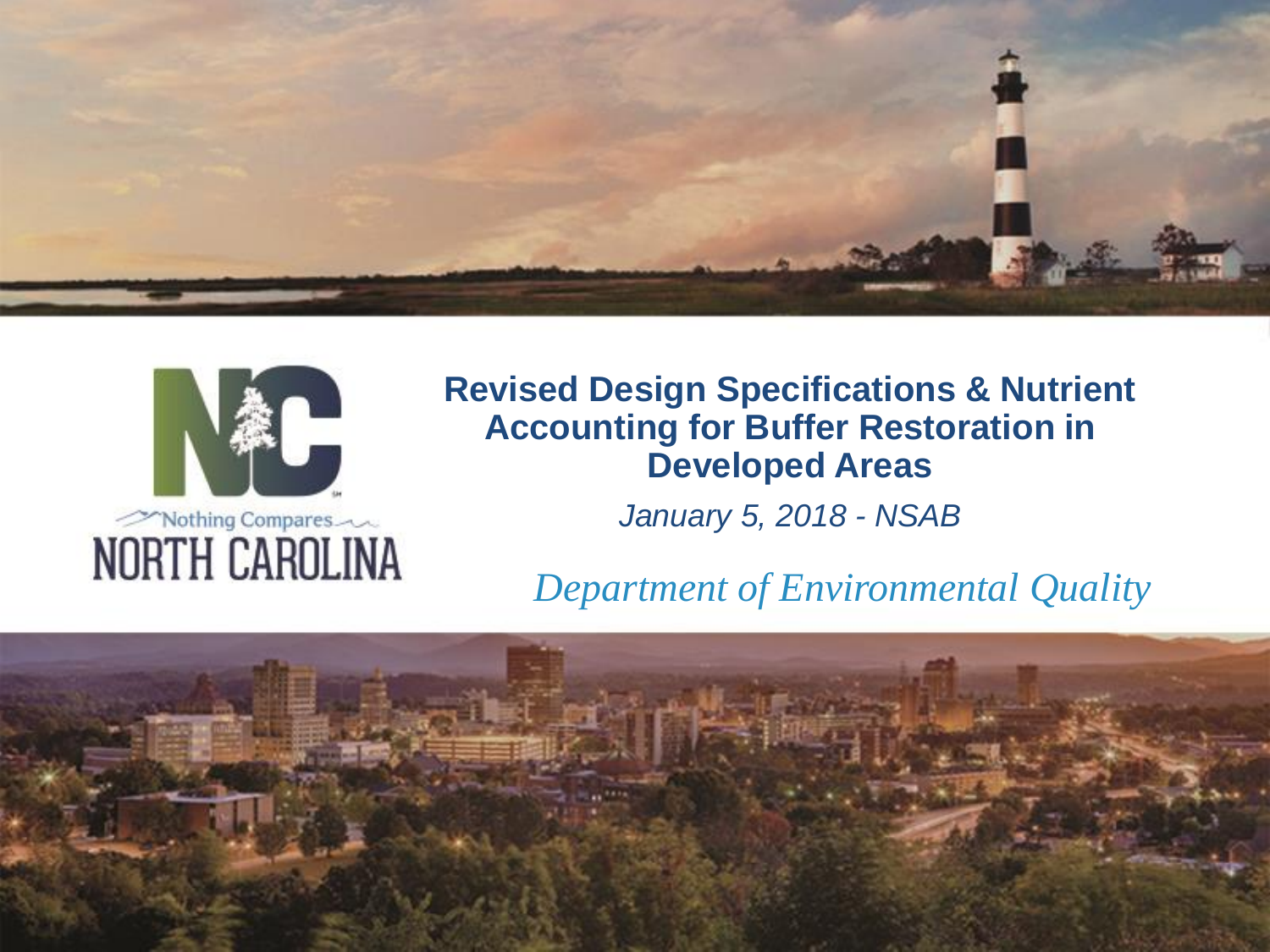# Revised Design Specifications & Nutrient Accounting for Buffer Restoration in Developed Areas

*January 5, 2018 - NSAB*

*Department of Environmental Quality*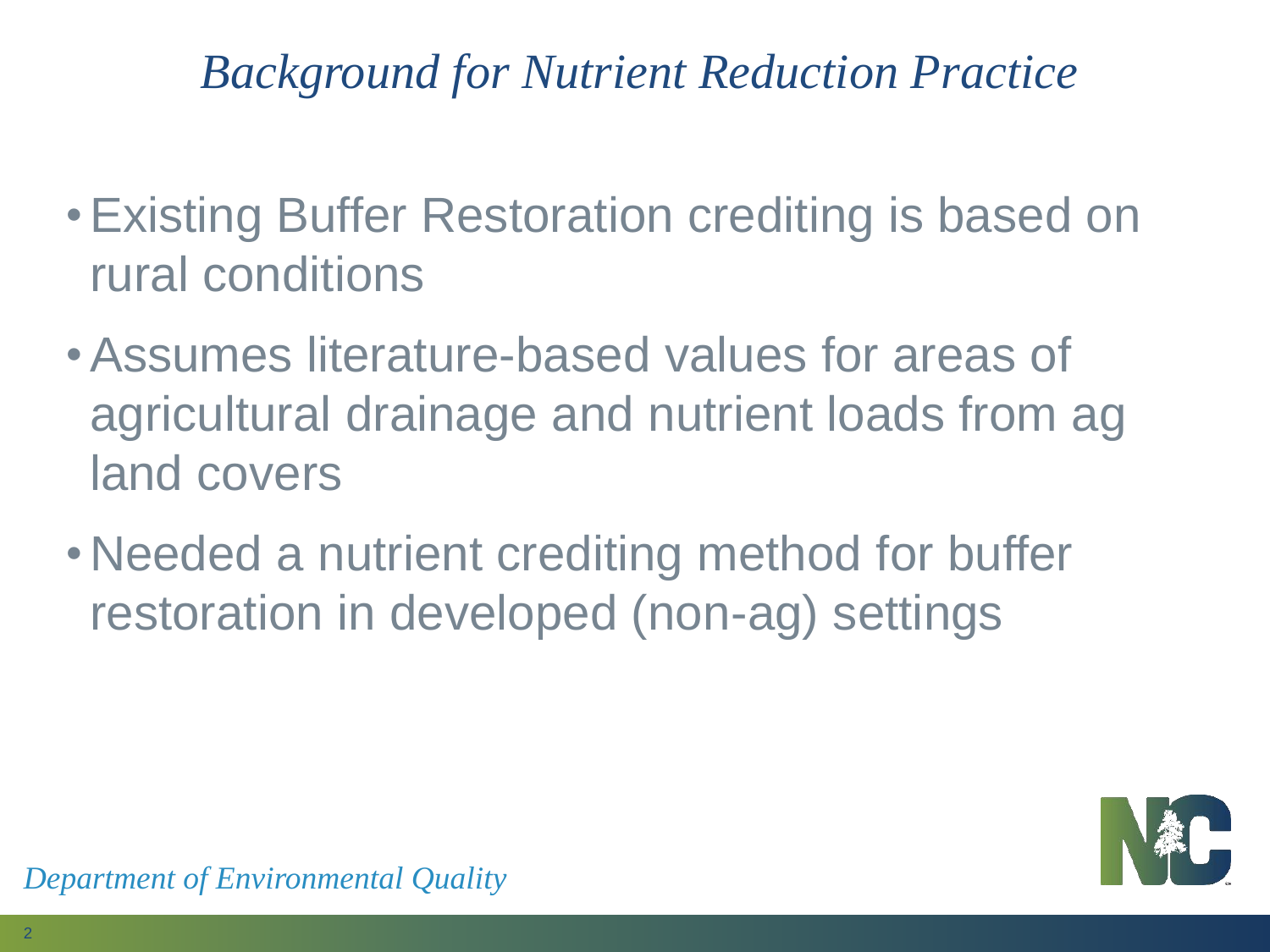# *Background for Nutrient Reduction Practice*

- Existing Buffer Restoration crediting is based on rural conditions
- Assumes literature-based values for areas of agricultural drainage and nutrient loads from ag land covers
- Needed a nutrient crediting method for buffer restoration in developed (non-ag) settings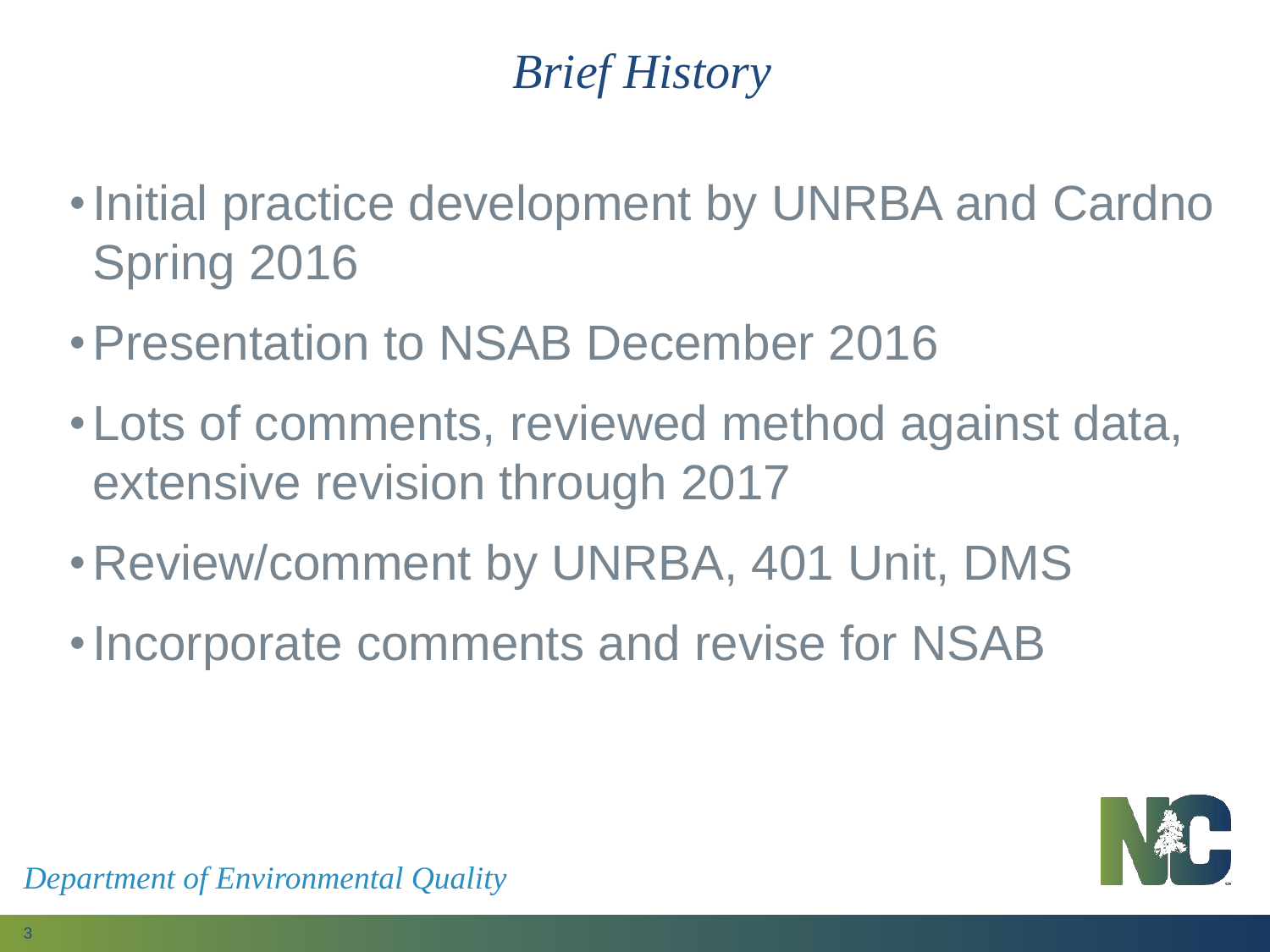# *Brief History*

- Initial practice development by UNRBA and Cardno Spring 2016
- Presentation to NSAB December 2016
- Lots of comments, reviewed method against data, extensive revision through 2017
- Review/comment by UNRBA, 401 Unit, DMS
- Incorporate comments and revise for NSAB

*Department of Environmental Quality*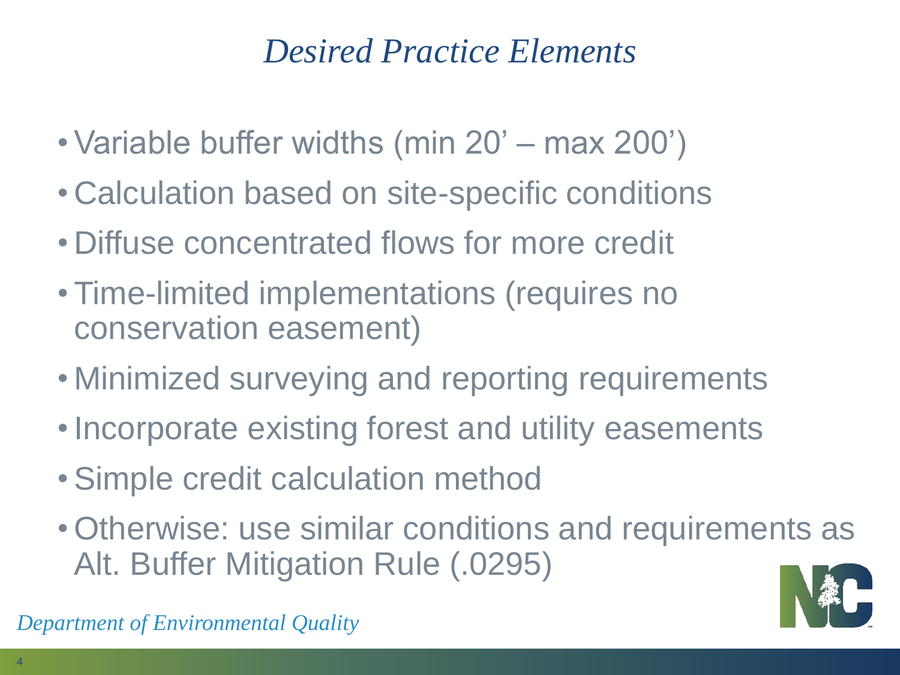# *Desired Practice Elements*

- Variable buffer widths (min 20' – max 200')
- Calculation based on site-specific conditions
- Diffuse concentrated flows for more credit
- Time-limited implementations (requires no conservation easement)
- Minimized surveying and reporting requirements
- Incorporate existing forest and utility easements
- Simple credit calculation method
- Otherwise: use similar conditions and requirements as Alt. Buffer Mitigation Rule (.0295)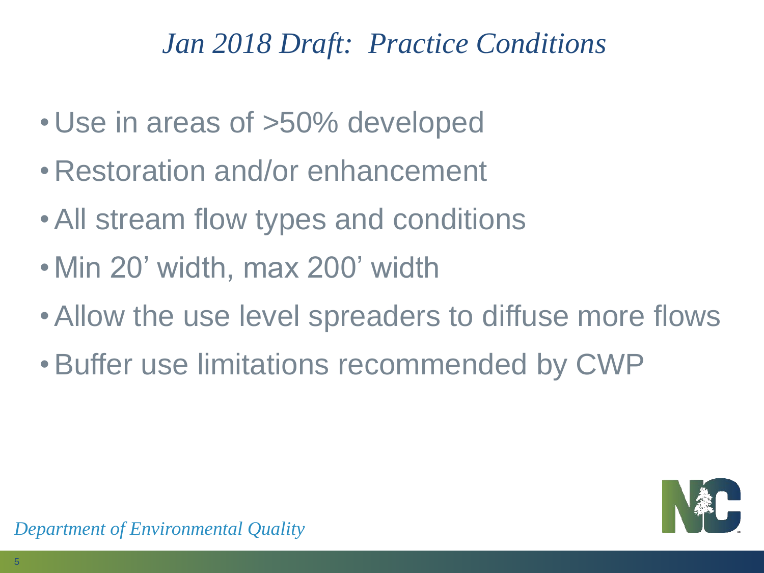# *Jan 2018 Draft: Practice Conditions*

- Use in areas of >50% developed
- Restoration and/or enhancement
- All stream flow types and conditions
- Min 20' width, max 200' width
- Allow the use level spreaders to diffuse more flows
- Buffer use limitations recommended by CWP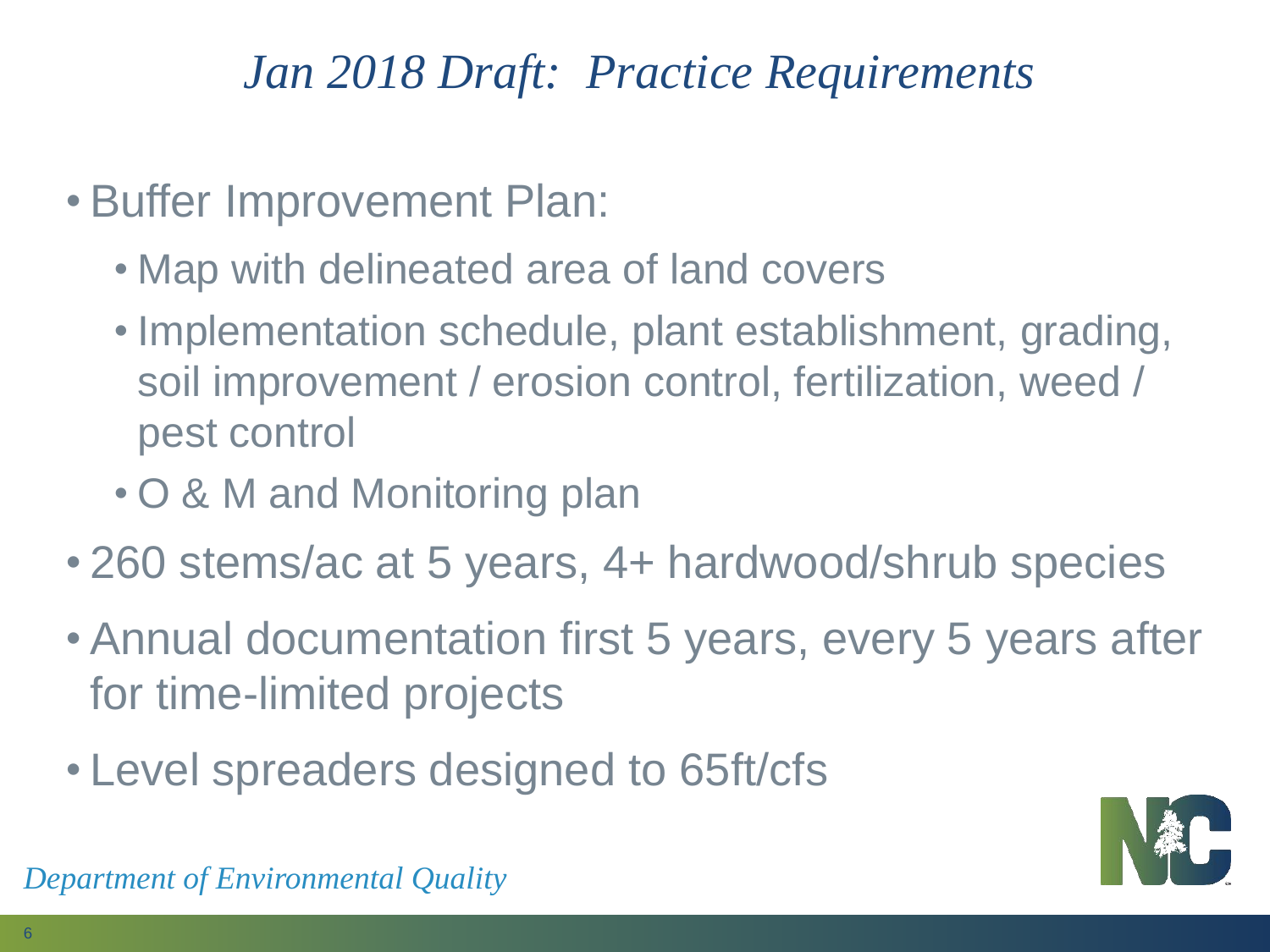# *Jan 2018 Draft: Practice Requirements*

- Buffer Improvement Plan:
  - Map with delineated area of land covers
  - Implementation schedule, plant establishment, grading, soil improvement / erosion control, fertilization, weed / pest control
  - O & M and Monitoring plan
- 260 stems/ac at 5 years, 4+ hardwood/shrub species
- Annual documentation first 5 years, every 5 years after for time-limited projects
- Level spreaders designed to 65ft/cfs

*Department of Environmental Quality*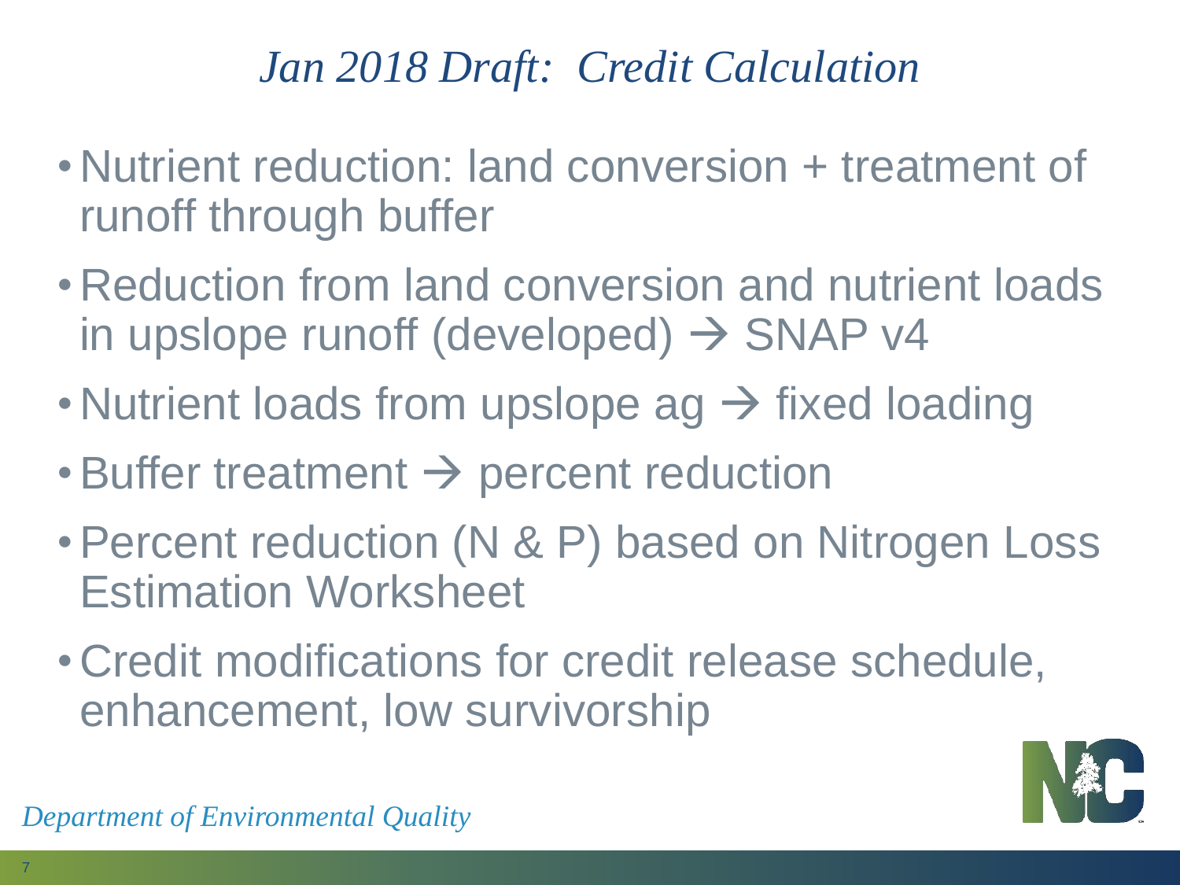# *Jan 2018 Draft: Credit Calculation*

- Nutrient reduction: land conversion + treatment of runoff through buffer
- Reduction from land conversion and nutrient loads in upslope runoff (developed) → SNAP v4
- Nutrient loads from upslope ag → fixed loading
- Buffer treatment → percent reduction
- Percent reduction (N & P) based on Nitrogen Loss Estimation Worksheet
- Credit modifications for credit release schedule, enhancement, low survivorship

*Department of Environmental Quality*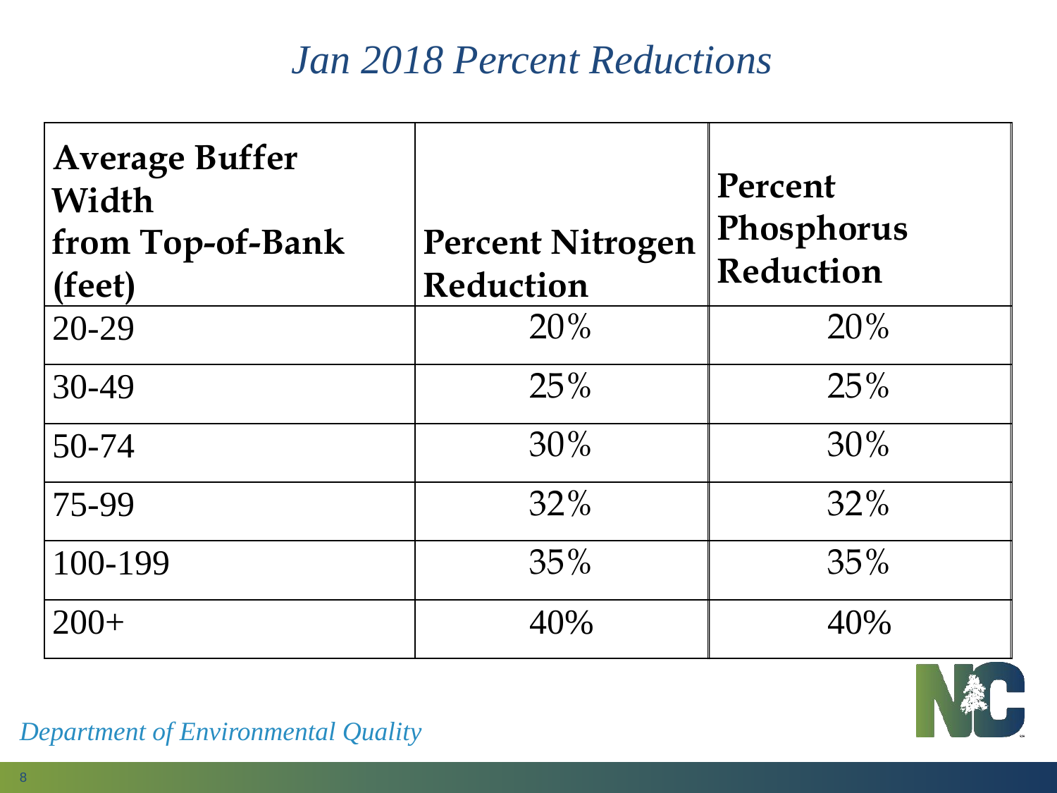# *Jan 2018 Percent Reductions*

| Average Buffer Width from Top-of-Bank (feet) | Percent Nitrogen Reduction | Percent Phosphorus Reduction |
| --- | --- | --- |
| 20-29 | 20% | 20% |
| 30-49 | 25% | 25% |
| 50-74 | 30% | 30% |
| 75-99 | 32% | 32% |
| 100-199 | 35% | 35% |
| 200+ | 40% | 40% |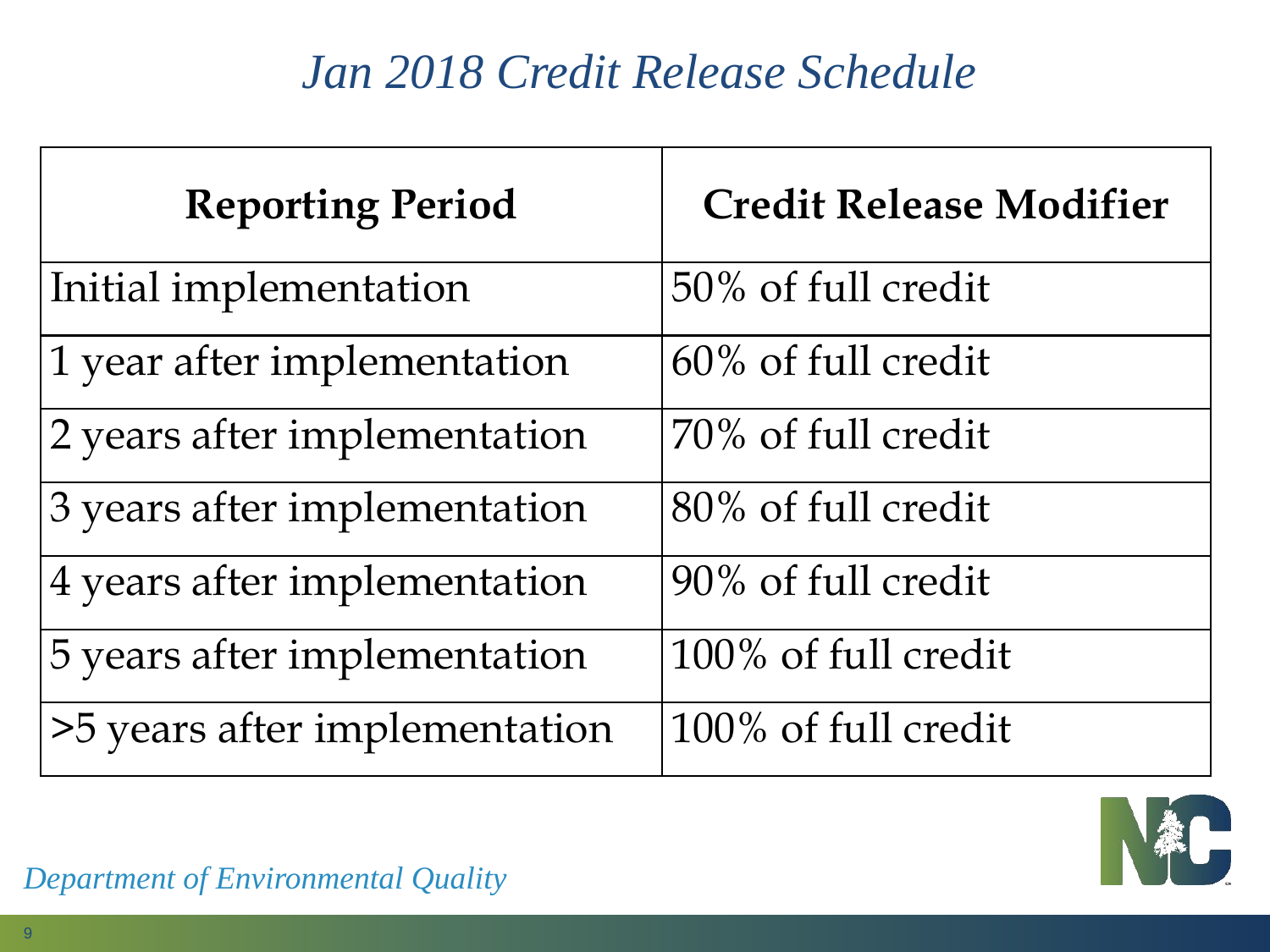# *Jan 2018 Credit Release Schedule*

| Reporting Period | Credit Release Modifier |
| --- | --- |
| Initial implementation | 50% of full credit |
| 1 year after implementation | 60% of full credit |
| 2 years after implementation | 70% of full credit |
| 3 years after implementation | 80% of full credit |
| 4 years after implementation | 90% of full credit |
| 5 years after implementation | 100% of full credit |
| >5 years after implementation | 100% of full credit |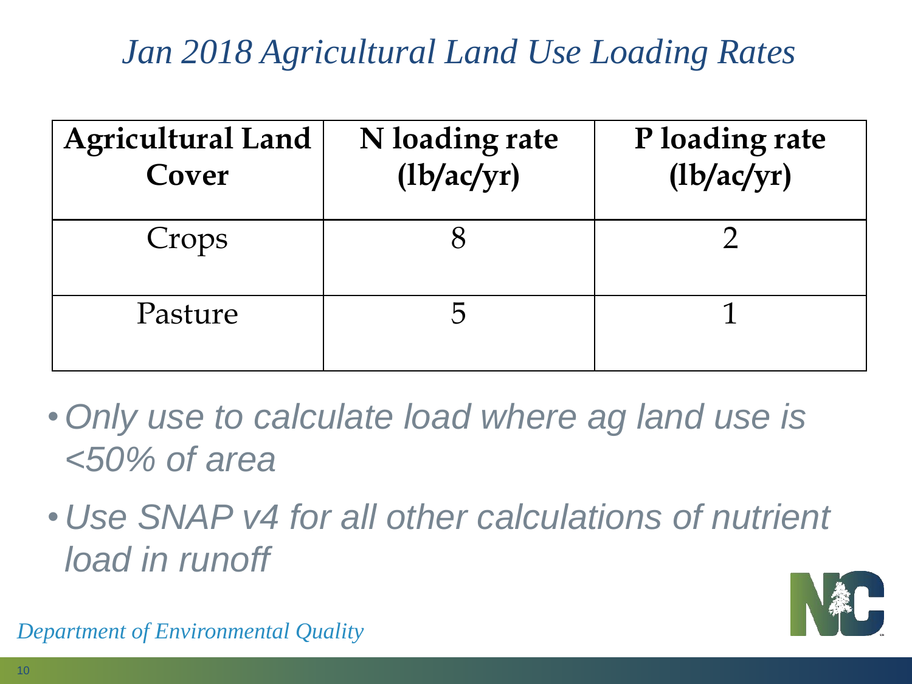# *Jan 2018 Agricultural Land Use Loading Rates*

| Agricultural Land Cover | N loading rate (lb/ac/yr) | P loading rate (lb/ac/yr) |
|---|---|---|
| Crops | 8 | 2 |
| Pasture | 5 | 1 |

- *Only use to calculate load where ag land use is <50% of area*
- *Use SNAP v4 for all other calculations of nutrient load in runoff*

*Department of Environmental Quality*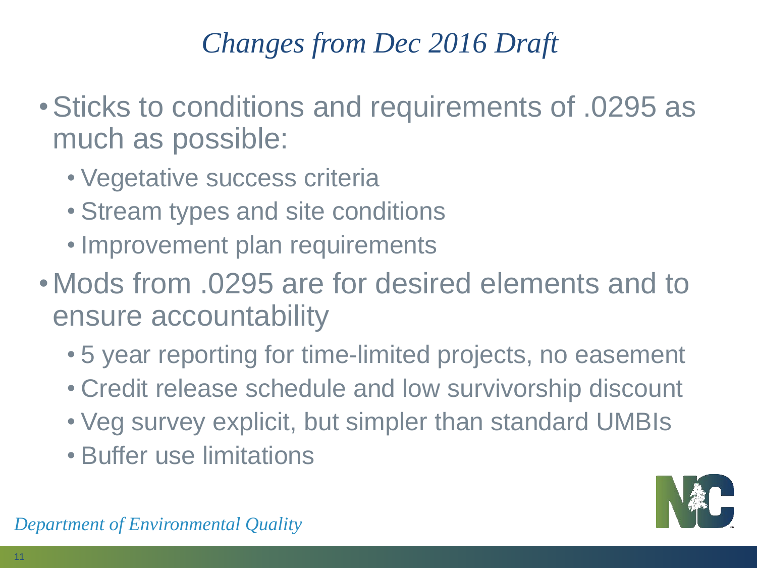# *Changes from Dec 2016 Draft*

- Sticks to conditions and requirements of .0295 as much as possible:
  - Vegetative success criteria
  - Stream types and site conditions
  - Improvement plan requirements
- Mods from .0295 are for desired elements and to ensure accountability
  - 5 year reporting for time-limited projects, no easement
  - Credit release schedule and low survivorship discount
  - Veg survey explicit, but simpler than standard UMBIs
  - Buffer use limitations

*Department of Environmental Quality*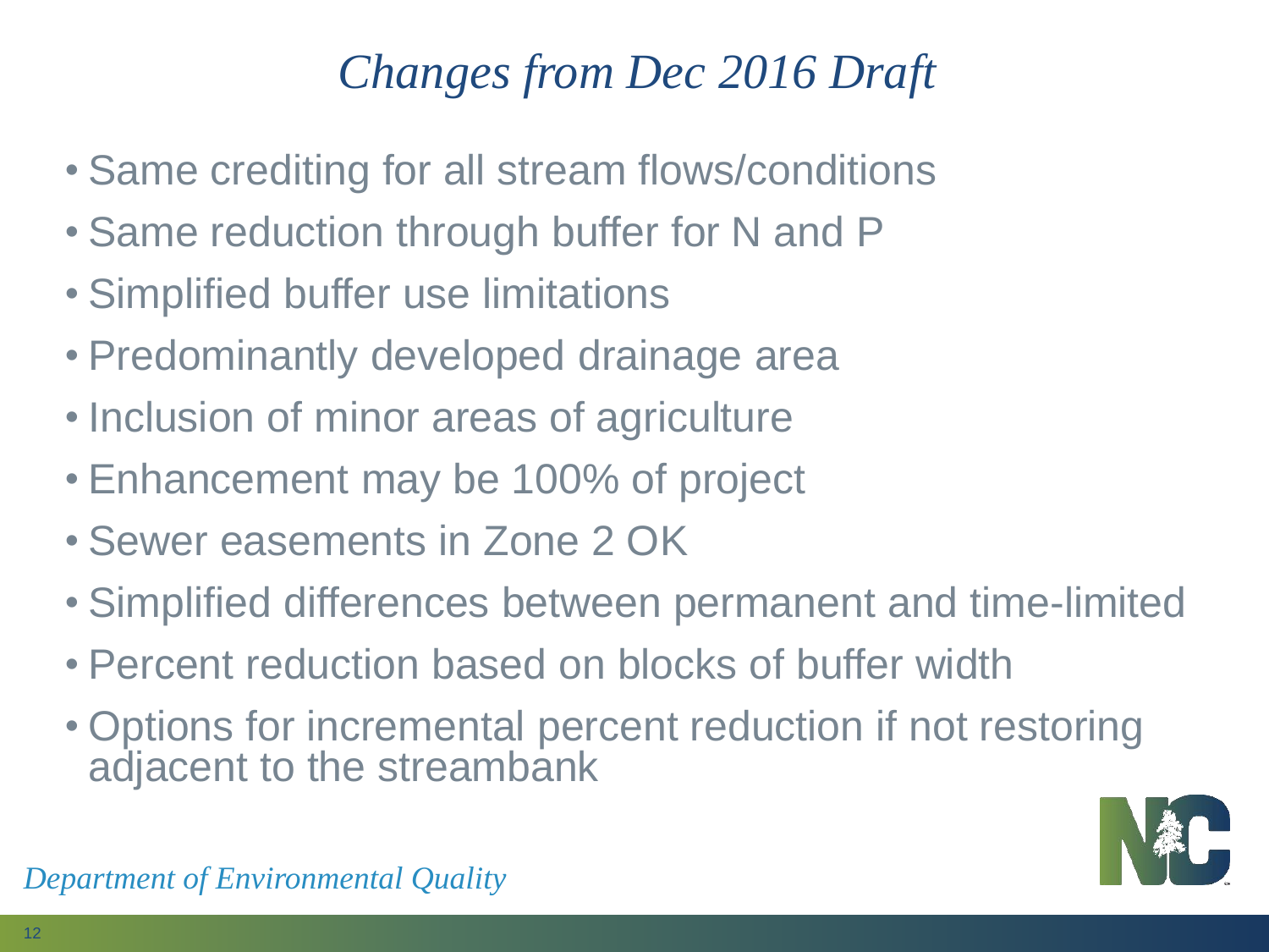# *Changes from Dec 2016 Draft*

- Same crediting for all stream flows/conditions
- Same reduction through buffer for N and P
- Simplified buffer use limitations
- Predominantly developed drainage area
- Inclusion of minor areas of agriculture
- Enhancement may be 100% of project
- Sewer easements in Zone 2 OK
- Simplified differences between permanent and time-limited
- Percent reduction based on blocks of buffer width
- Options for incremental percent reduction if not restoring adjacent to the streambank

*Department of Environmental Quality*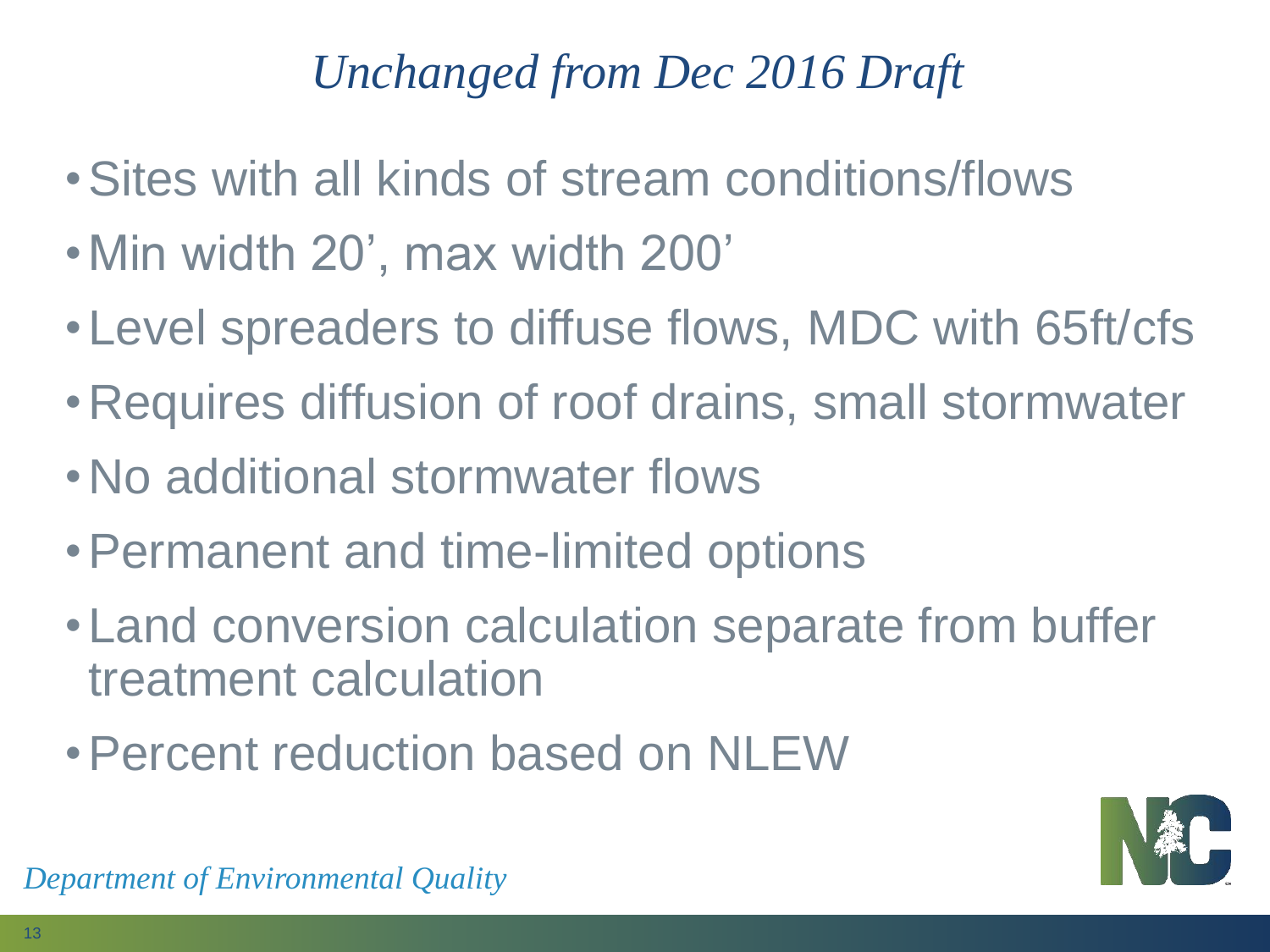# *Unchanged from Dec 2016 Draft*

- Sites with all kinds of stream conditions/flows
- Min width 20’, max width 200’
- Level spreaders to diffuse flows, MDC with 65ft/cfs
- Requires diffusion of roof drains, small stormwater
- No additional stormwater flows
- Permanent and time-limited options
- Land conversion calculation separate from buffer treatment calculation
- Percent reduction based on NLEW

*Department of Environmental Quality*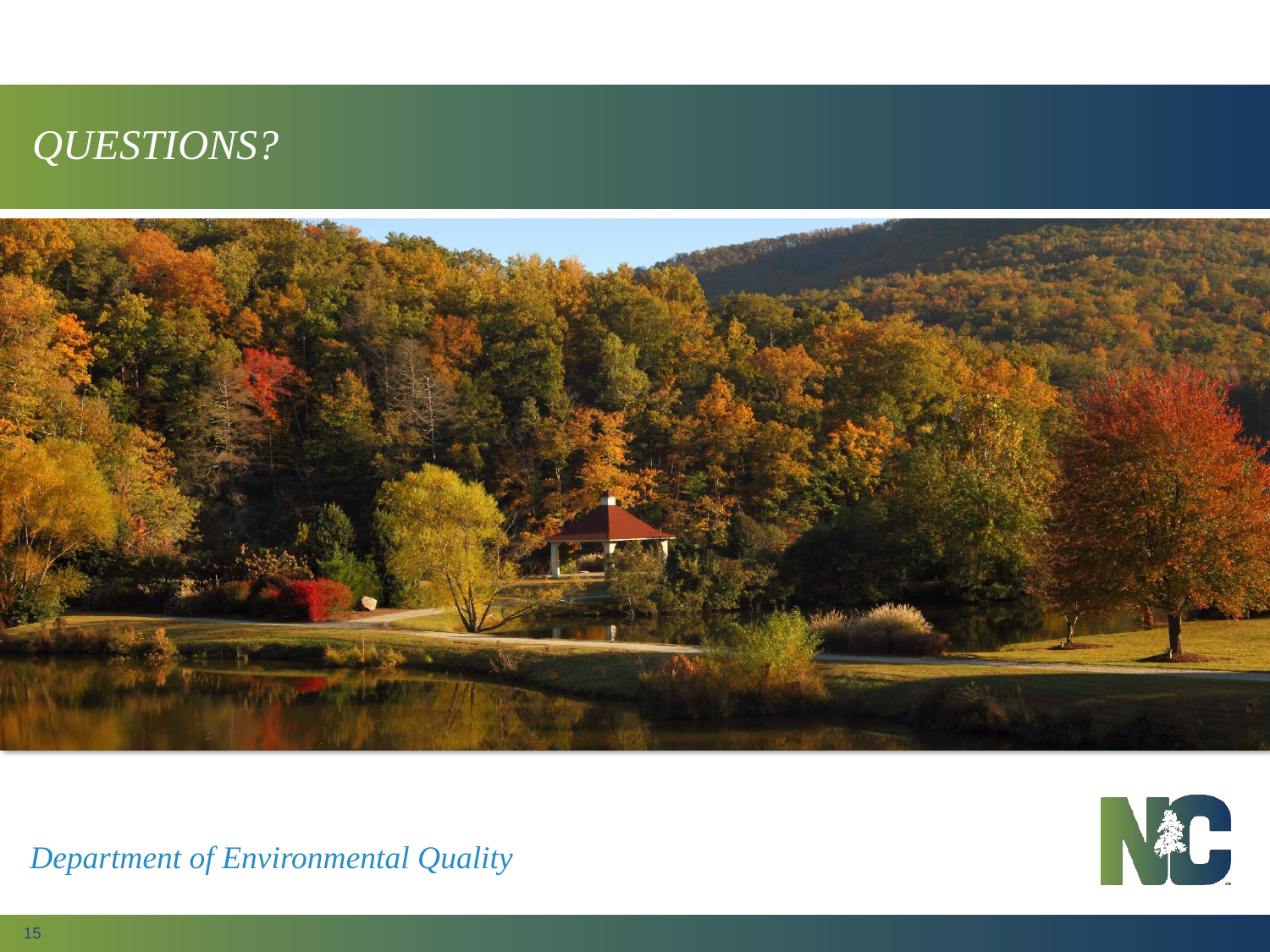# *QUESTIONS?*

*Department of Environmental Quality*